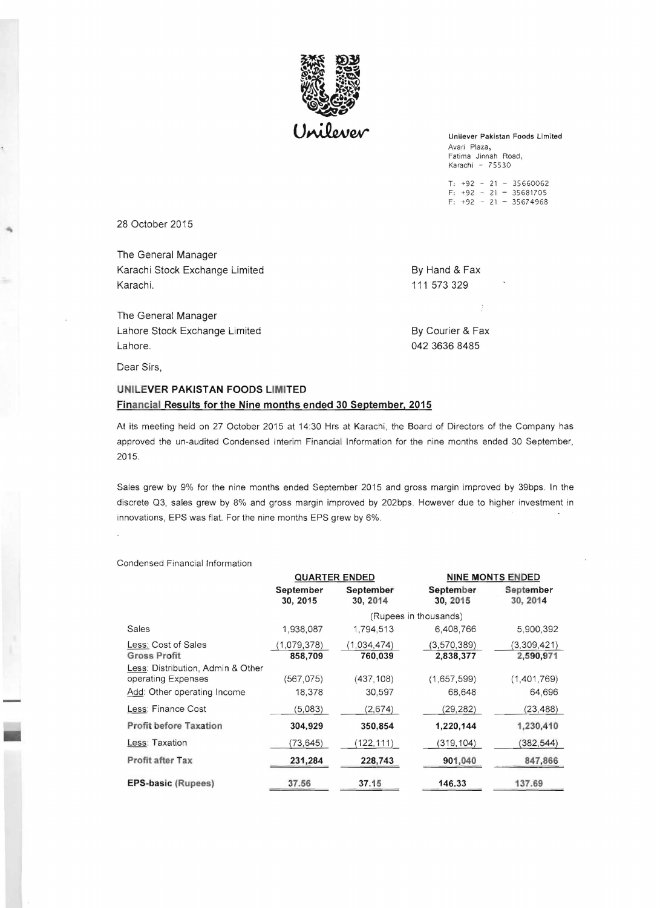Unilever

**Unilever Pakistan Foods Limited**
Avari Plaza,
Fatima Jinnah Road,
Karachi - 75530

T: +92 - 21 - 35660062
F: +92 - 21 - 35681705
F: +92 - 21 - 35674968

28 October 2015

The General Manager
Karachi Stock Exchange Limited
Karachi.

By Hand & Fax
111 573 329

The General Manager
Lahore Stock Exchange Limited
Lahore.

By Courier & Fax
042 3636 8485

Dear Sirs,

**UNILEVER PAKISTAN FOODS LIMITED**
**Financial Results for the Nine months ended 30 September, 2015**

At its meeting held on 27 October 2015 at 14:30 Hrs at Karachi, the Board of Directors of the Company has approved the un-audited Condensed Interim Financial Information for the nine months ended 30 September, 2015.

Sales grew by 9% for the nine months ended September 2015 and gross margin improved by 39bps. In the discrete Q3, sales grew by 8% and gross margin improved by 202bps. However due to higher investment in innovations, EPS was flat. For the nine months EPS grew by 6%.

Condensed Financial Information

| | QUARTER ENDED | | NINE MONTS ENDED | |
|---|---|---|---|---|
| | September 30, 2015 | September 30, 2014 | September 30, 2015 | September 30, 2014 |
| | (Rupees in thousands) | | | |
| Sales | 1,938,087 | 1,794,513 | 6,408,766 | 5,900,392 |
| Less: Cost of Sales | (1,079,378) | (1,034,474) | (3,570,389) | (3,309,421) |
| **Gross Profit** | **858,709** | **760,039** | **2,838,377** | **2,590,971** |
| Less: Distribution, Admin & Other operating Expenses | (567,075) | (437,108) | (1,657,599) | (1,401,769) |
| Add: Other operating Income | 18,378 | 30,597 | 68,648 | 64,696 |
| Less: Finance Cost | (5,083) | (2,674) | (29,282) | (23,488) |
| **Profit before Taxation** | **304,929** | **350,854** | **1,220,144** | **1,230,410** |
| Less: Taxation | (73,645) | (122,111) | (319,104) | (382,544) |
| **Profit after Tax** | **231,284** | **228,743** | **901,040** | **847,866** |
| **EPS-basic (Rupees)** | **37.56** | **37.15** | **146.33** | **137.69** |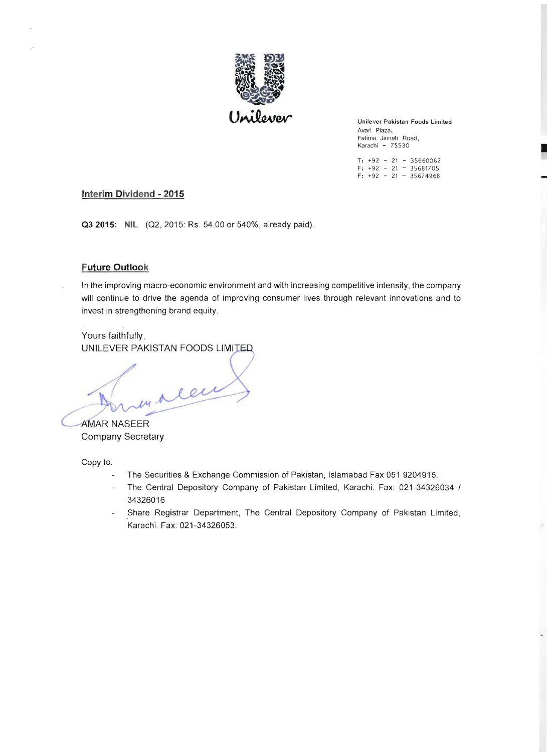Unilever

**Unilever Pakistan Foods Limited**
Avari Plaza,
Fatima Jinnah Road,
Karachi - 75530

T: +92 - 21 - 35660062
F: +92 - 21 - 35681705
F: +92 - 21 - 35674968

## Interim Dividend - 2015

**Q3 2015: NIL** (Q2, 2015: Rs. 54.00 or 540%, already paid).

## Future Outlook

In the improving macro-economic environment and with increasing competitive intensity, the company will continue to drive the agenda of improving consumer lives through relevant innovations and to invest in strengthening brand equity.

Yours faithfully,
UNILEVER PAKISTAN FOODS LIMITED

AMAR NASEER
Company Secretary

Copy to:

- The Securities & Exchange Commission of Pakistan, Islamabad Fax 051 9204915.
- The Central Depository Company of Pakistan Limited, Karachi. Fax: 021-34326034 / 34326016
- Share Registrar Department, The Central Depository Company of Pakistan Limited, Karachi. Fax: 021-34326053.